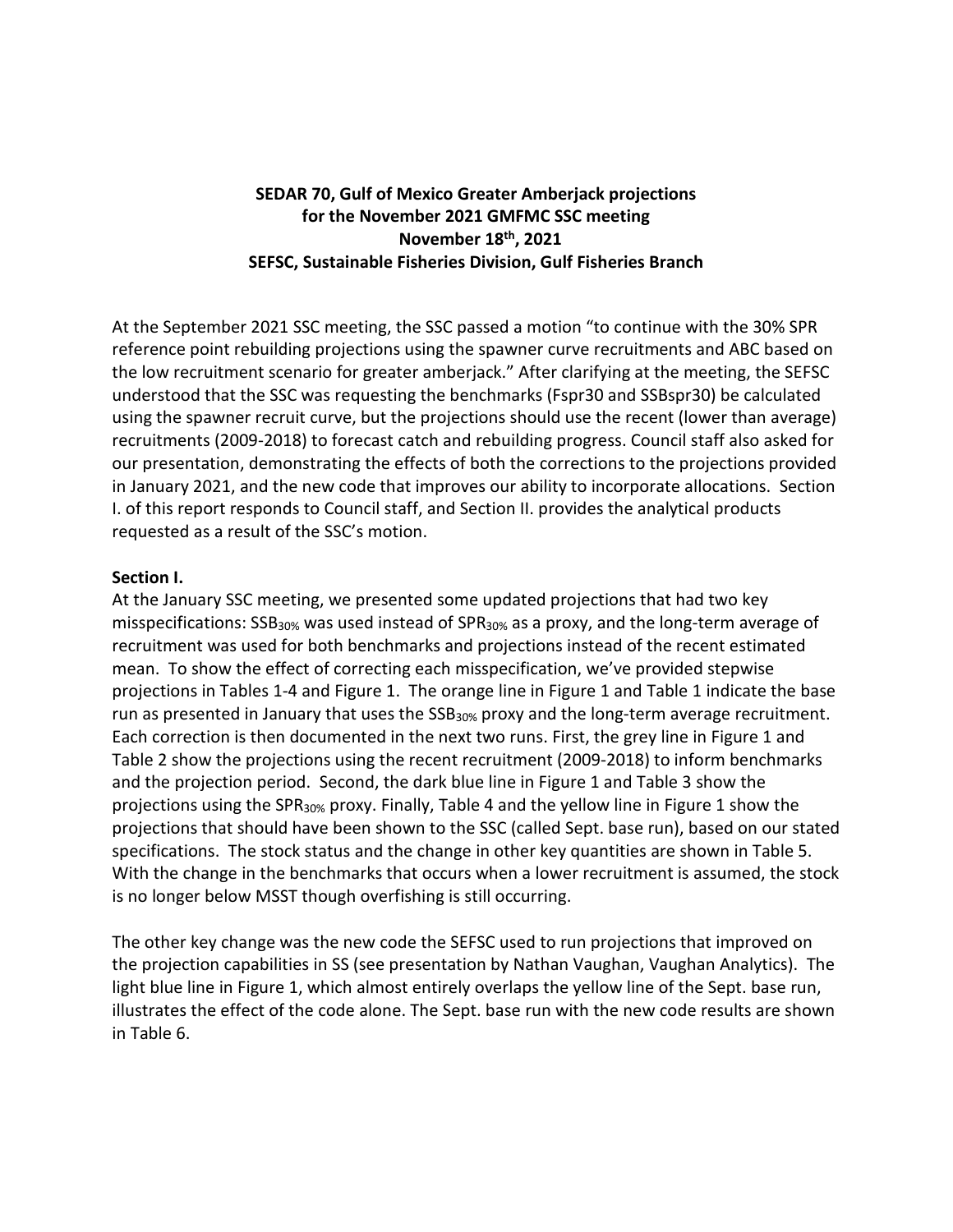**SEDAR 70, Gulf of Mexico Greater Amberjack projections for the November 2021 GMFMC SSC meeting November 18th, 2021 SEFSC, Sustainable Fisheries Division, Gulf Fisheries Branch**

At the September 2021 SSC meeting, the SSC passed a motion "to continue with the 30% SPR reference point rebuilding projections using the spawner curve recruitments and ABC based on the low recruitment scenario for greater amberjack." After clarifying at the meeting, the SEFSC understood that the SSC was requesting the benchmarks (Fspr30 and SSBspr30) be calculated using the spawner recruit curve, but the projections should use the recent (lower than average) recruitments (2009-2018) to forecast catch and rebuilding progress. Council staff also asked for our presentation, demonstrating the effects of both the corrections to the projections provided in January 2021, and the new code that improves our ability to incorporate allocations. Section I. of this report responds to Council staff, and Section II. provides the analytical products requested as a result of the SSC's motion.

**Section I.**

At the January SSC meeting, we presented some updated projections that had two key misspecifications: $SSB_{30\%}$ was used instead of $SPR_{30\%}$ as a proxy, and the long-term average of recruitment was used for both benchmarks and projections instead of the recent estimated mean. To show the effect of correcting each misspecification, we've provided stepwise projections in Tables 1-4 and Figure 1. The orange line in Figure 1 and Table 1 indicate the base run as presented in January that uses the $SSB_{30\%}$ proxy and the long-term average recruitment. Each correction is then documented in the next two runs. First, the grey line in Figure 1 and Table 2 show the projections using the recent recruitment (2009-2018) to inform benchmarks and the projection period. Second, the dark blue line in Figure 1 and Table 3 show the projections using the $SPR_{30\%}$ proxy. Finally, Table 4 and the yellow line in Figure 1 show the projections that should have been shown to the SSC (called Sept. base run), based on our stated specifications. The stock status and the change in other key quantities are shown in Table 5. With the change in the benchmarks that occurs when a lower recruitment is assumed, the stock is no longer below MSST though overfishing is still occurring.

The other key change was the new code the SEFSC used to run projections that improved on the projection capabilities in SS (see presentation by Nathan Vaughan, Vaughan Analytics). The light blue line in Figure 1, which almost entirely overlaps the yellow line of the Sept. base run, illustrates the effect of the code alone. The Sept. base run with the new code results are shown in Table 6.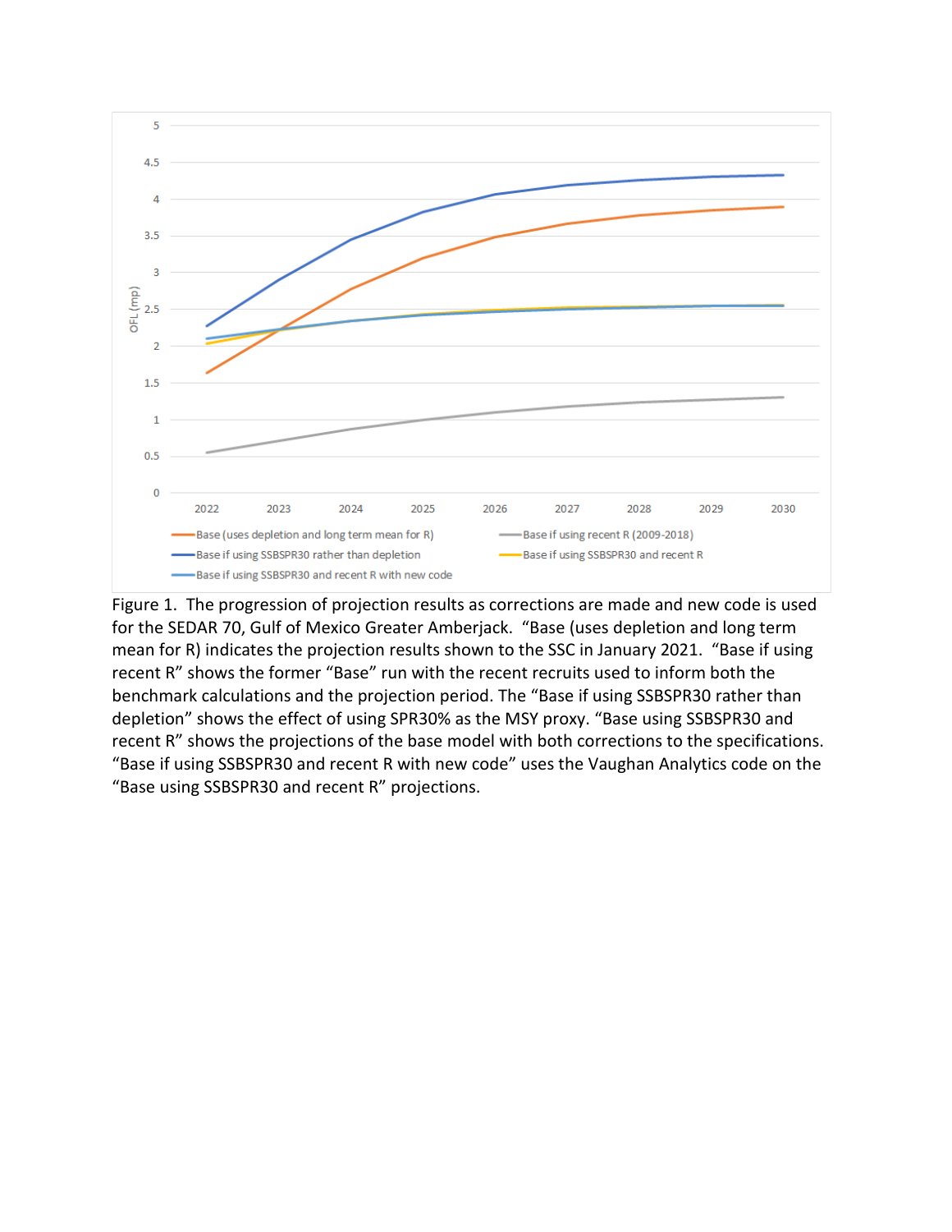Figure 1. The progression of projection results as corrections are made and new code is used for the SEDAR 70, Gulf of Mexico Greater Amberjack. "Base (uses depletion and long term mean for R) indicates the projection results shown to the SSC in January 2021. "Base if using recent R" shows the former "Base" run with the recent recruits used to inform both the benchmark calculations and the projection period. The "Base if using SSBSPR30 rather than depletion" shows the effect of using SPR30% as the MSY proxy. "Base using SSBSPR30 and recent R" shows the projections of the base model with both corrections to the specifications. "Base if using SSBSPR30 and recent R with new code" uses the Vaughan Analytics code on the "Base using SSBSPR30 and recent R" projections.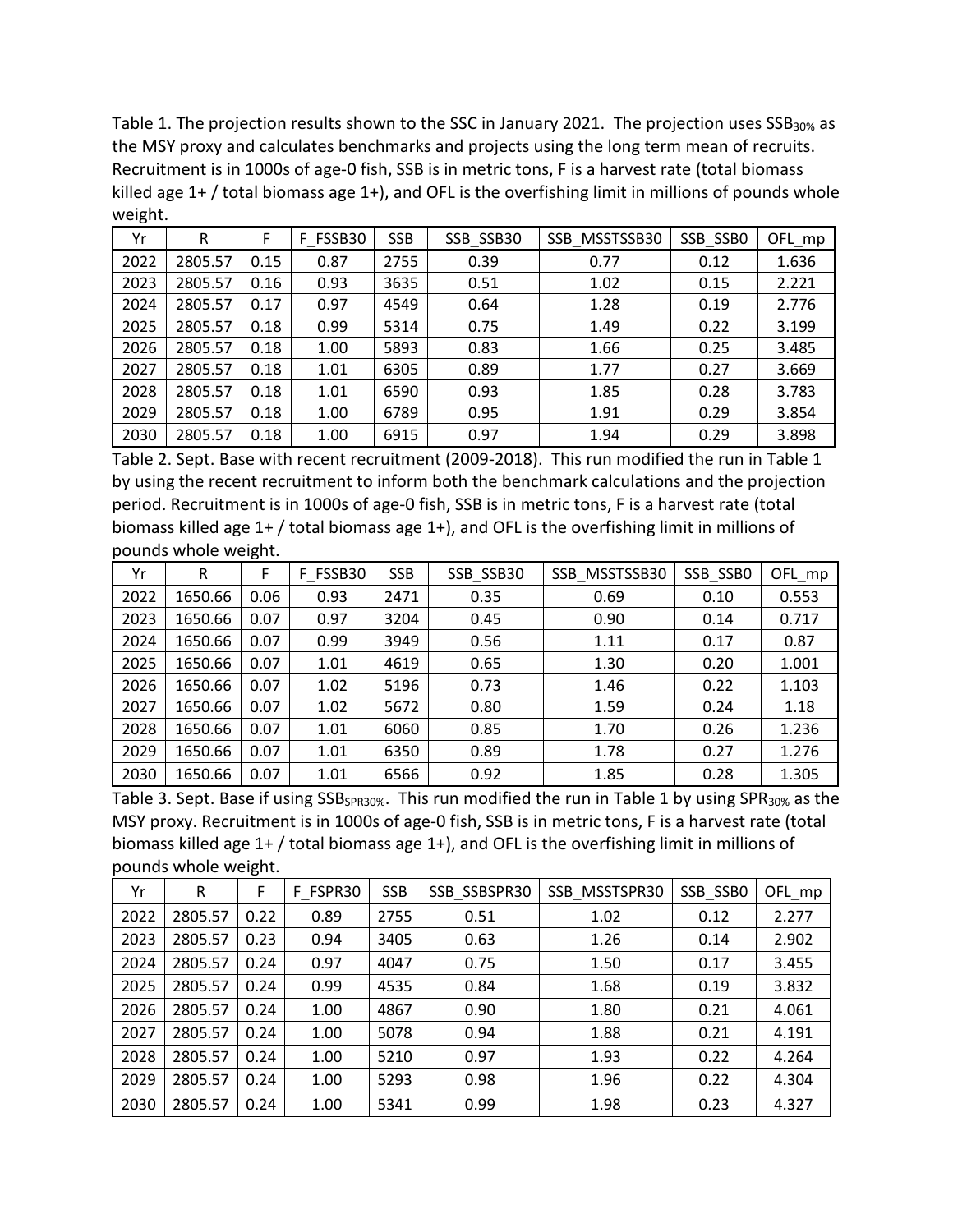Table 1. The projection results shown to the SSC in January 2021. The projection uses $SSB_{30\%}$ as the MSY proxy and calculates benchmarks and projects using the long term mean of recruits. Recruitment is in 1000s of age-0 fish, SSB is in metric tons, F is a harvest rate (total biomass killed age 1+ / total biomass age 1+), and OFL is the overfishing limit in millions of pounds whole weight.

| Yr | R | F | F_FSSB30 | SSB | SSB_SSB30 | SSB_MSSTSSB30 | SSB_SSB0 | OFL_mp |
|---|---|---|---|---|---|---|---|---|
| 2022 | 2805.57 | 0.15 | 0.87 | 2755 | 0.39 | 0.77 | 0.12 | 1.636 |
| 2023 | 2805.57 | 0.16 | 0.93 | 3635 | 0.51 | 1.02 | 0.15 | 2.221 |
| 2024 | 2805.57 | 0.17 | 0.97 | 4549 | 0.64 | 1.28 | 0.19 | 2.776 |
| 2025 | 2805.57 | 0.18 | 0.99 | 5314 | 0.75 | 1.49 | 0.22 | 3.199 |
| 2026 | 2805.57 | 0.18 | 1.00 | 5893 | 0.83 | 1.66 | 0.25 | 3.485 |
| 2027 | 2805.57 | 0.18 | 1.01 | 6305 | 0.89 | 1.77 | 0.27 | 3.669 |
| 2028 | 2805.57 | 0.18 | 1.01 | 6590 | 0.93 | 1.85 | 0.28 | 3.783 |
| 2029 | 2805.57 | 0.18 | 1.00 | 6789 | 0.95 | 1.91 | 0.29 | 3.854 |
| 2030 | 2805.57 | 0.18 | 1.00 | 6915 | 0.97 | 1.94 | 0.29 | 3.898 |

Table 2. Sept. Base with recent recruitment (2009-2018). This run modified the run in Table 1 by using the recent recruitment to inform both the benchmark calculations and the projection period. Recruitment is in 1000s of age-0 fish, SSB is in metric tons, F is a harvest rate (total biomass killed age 1+ / total biomass age 1+), and OFL is the overfishing limit in millions of pounds whole weight.

| Yr | R | F | F_FSSB30 | SSB | SSB_SSB30 | SSB_MSSTSSB30 | SSB_SSB0 | OFL_mp |
|---|---|---|---|---|---|---|---|---|
| 2022 | 1650.66 | 0.06 | 0.93 | 2471 | 0.35 | 0.69 | 0.10 | 0.553 |
| 2023 | 1650.66 | 0.07 | 0.97 | 3204 | 0.45 | 0.90 | 0.14 | 0.717 |
| 2024 | 1650.66 | 0.07 | 0.99 | 3949 | 0.56 | 1.11 | 0.17 | 0.87 |
| 2025 | 1650.66 | 0.07 | 1.01 | 4619 | 0.65 | 1.30 | 0.20 | 1.001 |
| 2026 | 1650.66 | 0.07 | 1.02 | 5196 | 0.73 | 1.46 | 0.22 | 1.103 |
| 2027 | 1650.66 | 0.07 | 1.02 | 5672 | 0.80 | 1.59 | 0.24 | 1.18 |
| 2028 | 1650.66 | 0.07 | 1.01 | 6060 | 0.85 | 1.70 | 0.26 | 1.236 |
| 2029 | 1650.66 | 0.07 | 1.01 | 6350 | 0.89 | 1.78 | 0.27 | 1.276 |
| 2030 | 1650.66 | 0.07 | 1.01 | 6566 | 0.92 | 1.85 | 0.28 | 1.305 |

Table 3. Sept. Base if using $SSB_{SPR30\%}$. This run modified the run in Table 1 by using $SPR_{30\%}$ as the MSY proxy. Recruitment is in 1000s of age-0 fish, SSB is in metric tons, F is a harvest rate (total biomass killed age 1+ / total biomass age 1+), and OFL is the overfishing limit in millions of pounds whole weight.

| Yr | R | F | F_FSPR30 | SSB | SSB_SSBSPR30 | SSB_MSSTSPR30 | SSB_SSB0 | OFL_mp |
|---|---|---|---|---|---|---|---|---|
| 2022 | 2805.57 | 0.22 | 0.89 | 2755 | 0.51 | 1.02 | 0.12 | 2.277 |
| 2023 | 2805.57 | 0.23 | 0.94 | 3405 | 0.63 | 1.26 | 0.14 | 2.902 |
| 2024 | 2805.57 | 0.24 | 0.97 | 4047 | 0.75 | 1.50 | 0.17 | 3.455 |
| 2025 | 2805.57 | 0.24 | 0.99 | 4535 | 0.84 | 1.68 | 0.19 | 3.832 |
| 2026 | 2805.57 | 0.24 | 1.00 | 4867 | 0.90 | 1.80 | 0.21 | 4.061 |
| 2027 | 2805.57 | 0.24 | 1.00 | 5078 | 0.94 | 1.88 | 0.21 | 4.191 |
| 2028 | 2805.57 | 0.24 | 1.00 | 5210 | 0.97 | 1.93 | 0.22 | 4.264 |
| 2029 | 2805.57 | 0.24 | 1.00 | 5293 | 0.98 | 1.96 | 0.22 | 4.304 |
| 2030 | 2805.57 | 0.24 | 1.00 | 5341 | 0.99 | 1.98 | 0.23 | 4.327 |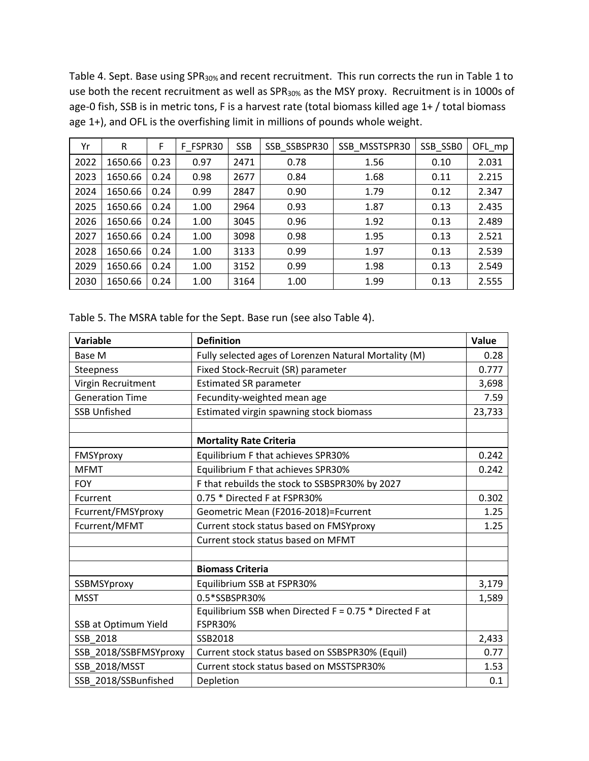Table 4. Sept. Base using $SPR_{30\%}$ and recent recruitment. This run corrects the run in Table 1 to use both the recent recruitment as well as $SPR_{30\%}$ as the MSY proxy. Recruitment is in 1000s of age-0 fish, SSB is in metric tons, F is a harvest rate (total biomass killed age 1+ / total biomass age 1+), and OFL is the overfishing limit in millions of pounds whole weight.

| Yr | R | F | F_FSPR30 | SSB | SSB_SSBSPR30 | SSB_MSSTSPR30 | SSB_SSB0 | OFL_mp |
|---|---|---|---|---|---|---|---|---|
| 2022 | 1650.66 | 0.23 | 0.97 | 2471 | 0.78 | 1.56 | 0.10 | 2.031 |
| 2023 | 1650.66 | 0.24 | 0.98 | 2677 | 0.84 | 1.68 | 0.11 | 2.215 |
| 2024 | 1650.66 | 0.24 | 0.99 | 2847 | 0.90 | 1.79 | 0.12 | 2.347 |
| 2025 | 1650.66 | 0.24 | 1.00 | 2964 | 0.93 | 1.87 | 0.13 | 2.435 |
| 2026 | 1650.66 | 0.24 | 1.00 | 3045 | 0.96 | 1.92 | 0.13 | 2.489 |
| 2027 | 1650.66 | 0.24 | 1.00 | 3098 | 0.98 | 1.95 | 0.13 | 2.521 |
| 2028 | 1650.66 | 0.24 | 1.00 | 3133 | 0.99 | 1.97 | 0.13 | 2.539 |
| 2029 | 1650.66 | 0.24 | 1.00 | 3152 | 0.99 | 1.98 | 0.13 | 2.549 |
| 2030 | 1650.66 | 0.24 | 1.00 | 3164 | 1.00 | 1.99 | 0.13 | 2.555 |

Table 5. The MSRA table for the Sept. Base run (see also Table 4).

| Variable | Definition | Value |
|---|---|---|
| Base M | Fully selected ages of Lorenzen Natural Mortality (M) | 0.28 |
| Steepness | Fixed Stock-Recruit (SR) parameter | 0.777 |
| Virgin Recruitment | Estimated SR parameter | 3,698 |
| Generation Time | Fecundity-weighted mean age | 7.59 |
| SSB Unfished | Estimated virgin spawning stock biomass | 23,733 |
| | | |
| | **Mortality Rate Criteria** | |
| FMSYproxy | Equilibrium F that achieves SPR30% | 0.242 |
| MFMT | Equilibrium F that achieves SPR30% | 0.242 |
| FOY | F that rebuilds the stock to SSBSPR30% by 2027 | |
| Fcurrent | 0.75 * Directed F at FSPR30% | 0.302 |
| Fcurrent/FMSYproxy | Geometric Mean (F2016-2018)=Fcurrent | 1.25 |
| Fcurrent/MFMT | Current stock status based on FMSYproxy | 1.25 |
| | Current stock status based on MFMT | |
| | | |
| | **Biomass Criteria** | |
| SSBMSYproxy | Equilibrium SSB at FSPR30% | 3,179 |
| MSST | 0.5*SSBSPR30% | 1,589 |
| SSB at Optimum Yield | Equilibrium SSB when Directed F = 0.75 * Directed F at FSPR30% | |
| SSB_2018 | SSB2018 | 2,433 |
| SSB_2018/SSBFMSYproxy | Current stock status based on SSBSPR30% (Equil) | 0.77 |
| SSB_2018/MSST | Current stock status based on MSSTSPR30% | 1.53 |
| SSB_2018/SSBunfished | Depletion | 0.1 |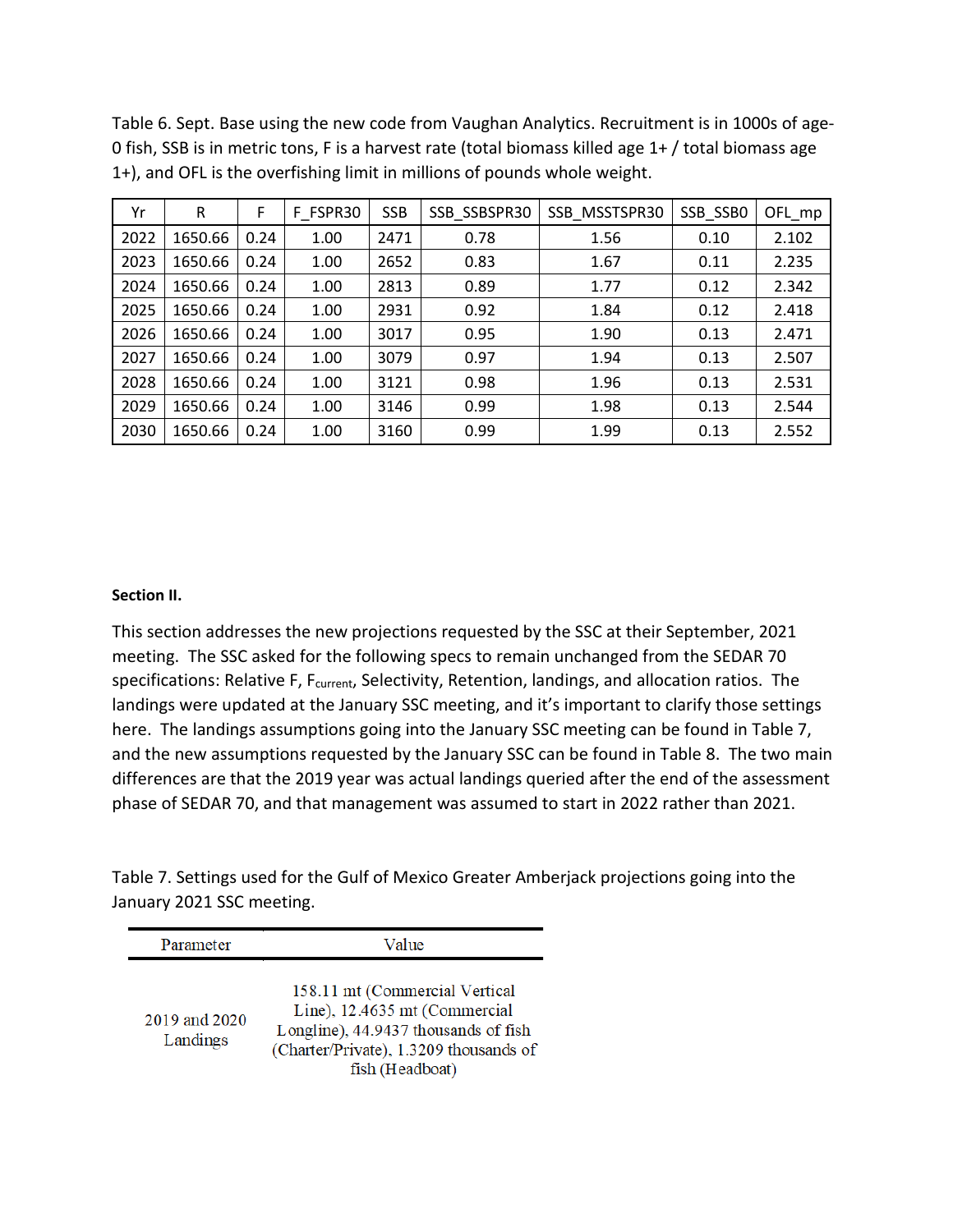Table 6. Sept. Base using the new code from Vaughan Analytics. Recruitment is in 1000s of age-0 fish, SSB is in metric tons, F is a harvest rate (total biomass killed age 1+ / total biomass age 1+), and OFL is the overfishing limit in millions of pounds whole weight.

| Yr | R | F | F_FSPR30 | SSB | SSB_SSBSPR30 | SSB_MSSTSPR30 | SSB_SSB0 | OFL_mp |
|---|---|---|---|---|---|---|---|---|
| 2022 | 1650.66 | 0.24 | 1.00 | 2471 | 0.78 | 1.56 | 0.10 | 2.102 |
| 2023 | 1650.66 | 0.24 | 1.00 | 2652 | 0.83 | 1.67 | 0.11 | 2.235 |
| 2024 | 1650.66 | 0.24 | 1.00 | 2813 | 0.89 | 1.77 | 0.12 | 2.342 |
| 2025 | 1650.66 | 0.24 | 1.00 | 2931 | 0.92 | 1.84 | 0.12 | 2.418 |
| 2026 | 1650.66 | 0.24 | 1.00 | 3017 | 0.95 | 1.90 | 0.13 | 2.471 |
| 2027 | 1650.66 | 0.24 | 1.00 | 3079 | 0.97 | 1.94 | 0.13 | 2.507 |
| 2028 | 1650.66 | 0.24 | 1.00 | 3121 | 0.98 | 1.96 | 0.13 | 2.531 |
| 2029 | 1650.66 | 0.24 | 1.00 | 3146 | 0.99 | 1.98 | 0.13 | 2.544 |
| 2030 | 1650.66 | 0.24 | 1.00 | 3160 | 0.99 | 1.99 | 0.13 | 2.552 |

**Section II.**

This section addresses the new projections requested by the SSC at their September, 2021 meeting. The SSC asked for the following specs to remain unchanged from the SEDAR 70 specifications: Relative F, $F_{current}$, Selectivity, Retention, landings, and allocation ratios. The landings were updated at the January SSC meeting, and it's important to clarify those settings here. The landings assumptions going into the January SSC meeting can be found in Table 7, and the new assumptions requested by the January SSC can be found in Table 8. The two main differences are that the 2019 year was actual landings queried after the end of the assessment phase of SEDAR 70, and that management was assumed to start in 2022 rather than 2021.

Table 7. Settings used for the Gulf of Mexico Greater Amberjack projections going into the January 2021 SSC meeting.

| Parameter | Value |
|---|---|
| 2019 and 2020 Landings | 158.11 mt (Commercial Vertical Line), 12.4635 mt (Commercial Longline), 44.9437 thousands of fish (Charter/Private), 1.3209 thousands of fish (Headboat) |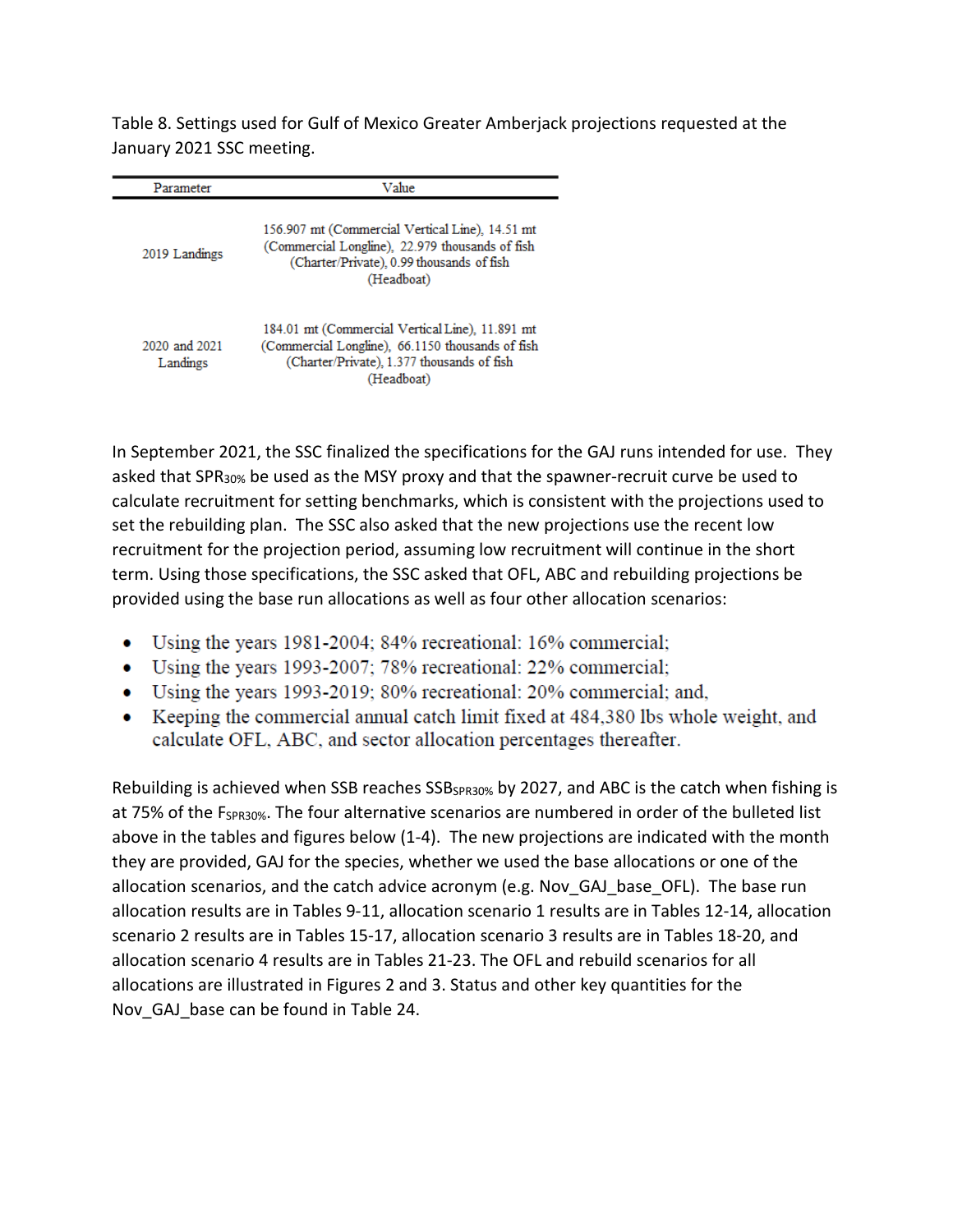Table 8. Settings used for Gulf of Mexico Greater Amberjack projections requested at the January 2021 SSC meeting.

| Parameter | Value |
| --- | --- |
| 2019 Landings | 156.907 mt (Commercial Vertical Line), 14.51 mt (Commercial Longline), 22.979 thousands of fish (Charter/Private), 0.99 thousands of fish (Headboat) |
| 2020 and 2021 Landings | 184.01 mt (Commercial Vertical Line), 11.891 mt (Commercial Longline), 66.1150 thousands of fish (Charter/Private), 1.377 thousands of fish (Headboat) |

In September 2021, the SSC finalized the specifications for the GAJ runs intended for use. They asked that $SPR_{30\%}$ be used as the MSY proxy and that the spawner-recruit curve be used to calculate recruitment for setting benchmarks, which is consistent with the projections used to set the rebuilding plan. The SSC also asked that the new projections use the recent low recruitment for the projection period, assuming low recruitment will continue in the short term. Using those specifications, the SSC asked that OFL, ABC and rebuilding projections be provided using the base run allocations as well as four other allocation scenarios:

- Using the years 1981-2004; 84% recreational: 16% commercial;
- Using the years 1993-2007; 78% recreational: 22% commercial;
- Using the years 1993-2019; 80% recreational: 20% commercial; and,
- Keeping the commercial annual catch limit fixed at 484,380 lbs whole weight, and calculate OFL, ABC, and sector allocation percentages thereafter.

Rebuilding is achieved when SSB reaches $SSB_{SPR30\%}$ by 2027, and ABC is the catch when fishing is at 75% of the $F_{SPR30\%}$. The four alternative scenarios are numbered in order of the bulleted list above in the tables and figures below (1-4). The new projections are indicated with the month they are provided, GAJ for the species, whether we used the base allocations or one of the allocation scenarios, and the catch advice acronym (e.g. Nov_GAJ_base_OFL). The base run allocation results are in Tables 9-11, allocation scenario 1 results are in Tables 12-14, allocation scenario 2 results are in Tables 15-17, allocation scenario 3 results are in Tables 18-20, and allocation scenario 4 results are in Tables 21-23. The OFL and rebuild scenarios for all allocations are illustrated in Figures 2 and 3. Status and other key quantities for the Nov_GAJ_base can be found in Table 24.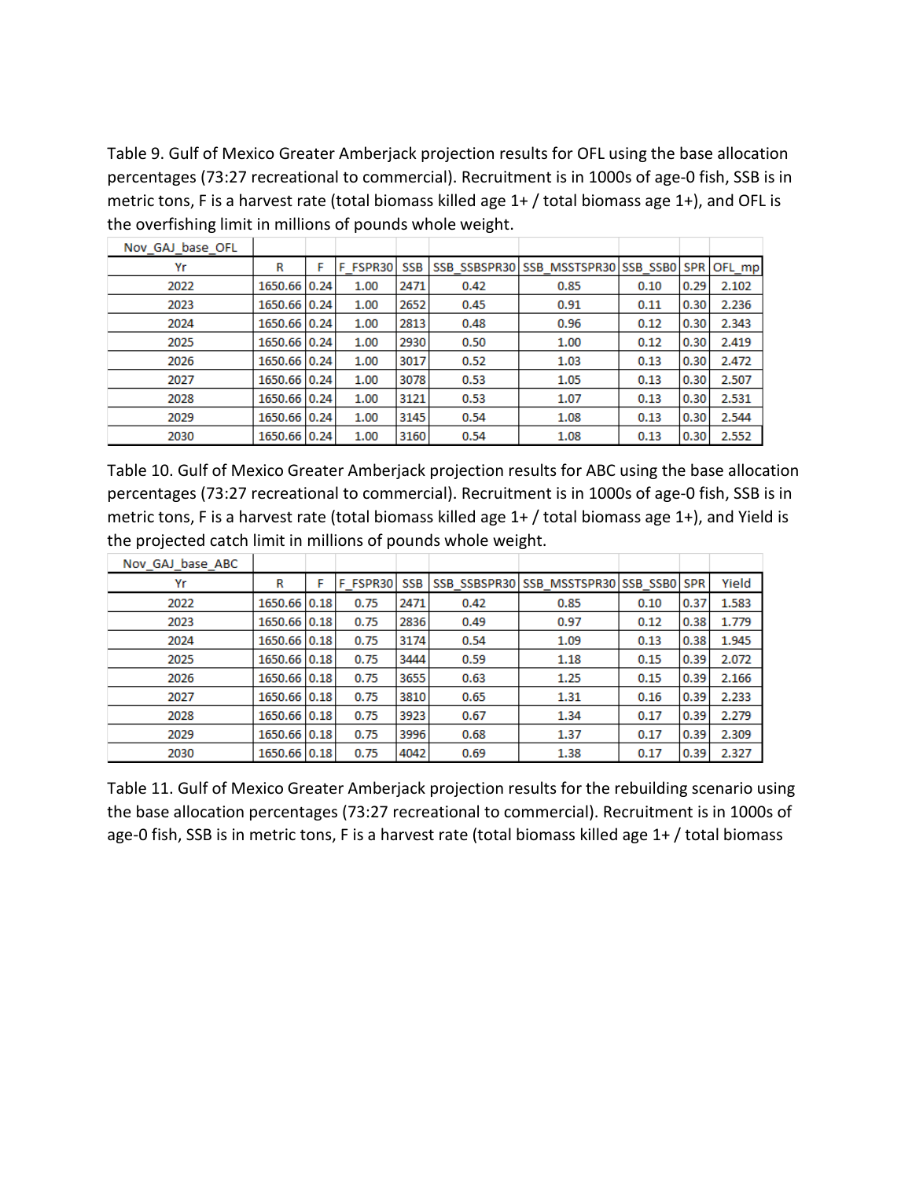Table 9. Gulf of Mexico Greater Amberjack projection results for OFL using the base allocation percentages (73:27 recreational to commercial). Recruitment is in 1000s of age-0 fish, SSB is in metric tons, F is a harvest rate (total biomass killed age 1+ / total biomass age 1+), and OFL is the overfishing limit in millions of pounds whole weight.

| Nov_GAJ_base_OFL | | | | | | | | | |
|---|---|---|---|---|---|---|---|---|---|
| Yr | R | F | F_FSPR30 | SSB | SSB_SSBSPR30 | SSB_MSSTSPR30 | SSB_SSB0 | SPR | OFL_mp |
| 2022 | 1650.66 | 0.24 | 1.00 | 2471 | 0.42 | 0.85 | 0.10 | 0.29 | 2.102 |
| 2023 | 1650.66 | 0.24 | 1.00 | 2652 | 0.45 | 0.91 | 0.11 | 0.30 | 2.236 |
| 2024 | 1650.66 | 0.24 | 1.00 | 2813 | 0.48 | 0.96 | 0.12 | 0.30 | 2.343 |
| 2025 | 1650.66 | 0.24 | 1.00 | 2930 | 0.50 | 1.00 | 0.12 | 0.30 | 2.419 |
| 2026 | 1650.66 | 0.24 | 1.00 | 3017 | 0.52 | 1.03 | 0.13 | 0.30 | 2.472 |
| 2027 | 1650.66 | 0.24 | 1.00 | 3078 | 0.53 | 1.05 | 0.13 | 0.30 | 2.507 |
| 2028 | 1650.66 | 0.24 | 1.00 | 3121 | 0.53 | 1.07 | 0.13 | 0.30 | 2.531 |
| 2029 | 1650.66 | 0.24 | 1.00 | 3145 | 0.54 | 1.08 | 0.13 | 0.30 | 2.544 |
| 2030 | 1650.66 | 0.24 | 1.00 | 3160 | 0.54 | 1.08 | 0.13 | 0.30 | 2.552 |

Table 10. Gulf of Mexico Greater Amberjack projection results for ABC using the base allocation percentages (73:27 recreational to commercial). Recruitment is in 1000s of age-0 fish, SSB is in metric tons, F is a harvest rate (total biomass killed age 1+ / total biomass age 1+), and Yield is the projected catch limit in millions of pounds whole weight.

| Nov_GAJ_base_ABC | | | | | | | | | |
|---|---|---|---|---|---|---|---|---|---|
| Yr | R | F | F_FSPR30 | SSB | SSB_SSBSPR30 | SSB_MSSTSPR30 | SSB_SSB0 | SPR | Yield |
| 2022 | 1650.66 | 0.18 | 0.75 | 2471 | 0.42 | 0.85 | 0.10 | 0.37 | 1.583 |
| 2023 | 1650.66 | 0.18 | 0.75 | 2836 | 0.49 | 0.97 | 0.12 | 0.38 | 1.779 |
| 2024 | 1650.66 | 0.18 | 0.75 | 3174 | 0.54 | 1.09 | 0.13 | 0.38 | 1.945 |
| 2025 | 1650.66 | 0.18 | 0.75 | 3444 | 0.59 | 1.18 | 0.15 | 0.39 | 2.072 |
| 2026 | 1650.66 | 0.18 | 0.75 | 3655 | 0.63 | 1.25 | 0.15 | 0.39 | 2.166 |
| 2027 | 1650.66 | 0.18 | 0.75 | 3810 | 0.65 | 1.31 | 0.16 | 0.39 | 2.233 |
| 2028 | 1650.66 | 0.18 | 0.75 | 3923 | 0.67 | 1.34 | 0.17 | 0.39 | 2.279 |
| 2029 | 1650.66 | 0.18 | 0.75 | 3996 | 0.68 | 1.37 | 0.17 | 0.39 | 2.309 |
| 2030 | 1650.66 | 0.18 | 0.75 | 4042 | 0.69 | 1.38 | 0.17 | 0.39 | 2.327 |

Table 11. Gulf of Mexico Greater Amberjack projection results for the rebuilding scenario using the base allocation percentages (73:27 recreational to commercial). Recruitment is in 1000s of age-0 fish, SSB is in metric tons, F is a harvest rate (total biomass killed age 1+ / total biomass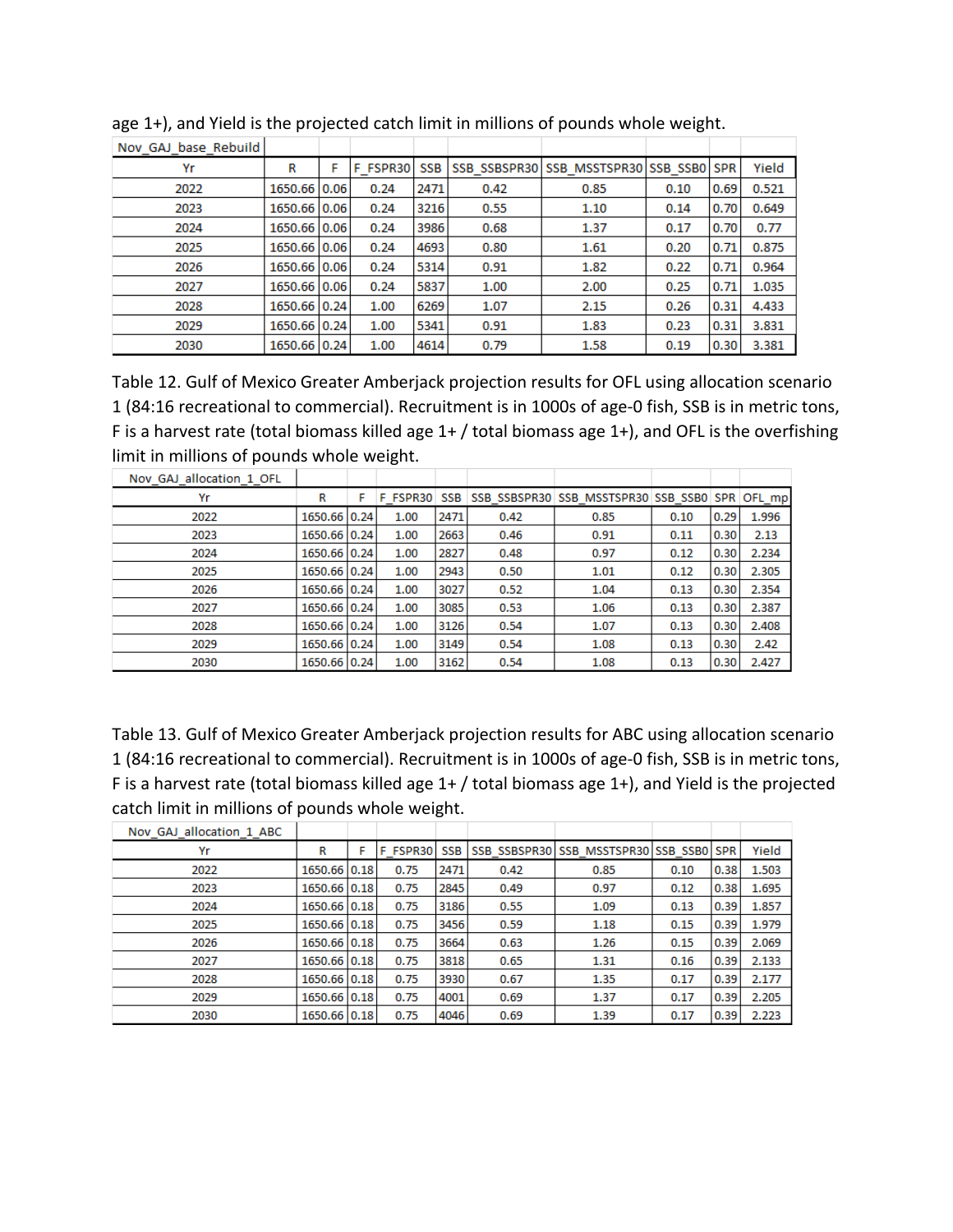age 1+), and Yield is the projected catch limit in millions of pounds whole weight.

| Nov_GAJ_base_Rebuild | | | | | | | | | |
|---|---|---|---|---|---|---|---|---|---|
| Yr | R | F | F_FSPR30 | SSB | SSB_SSBSPR30 | SSB_MSSTSPR30 | SSB_SSB0 | SPR | Yield |
| 2022 | 1650.66 | 0.06 | 0.24 | 2471 | 0.42 | 0.85 | 0.10 | 0.69 | 0.521 |
| 2023 | 1650.66 | 0.06 | 0.24 | 3216 | 0.55 | 1.10 | 0.14 | 0.70 | 0.649 |
| 2024 | 1650.66 | 0.06 | 0.24 | 3986 | 0.68 | 1.37 | 0.17 | 0.70 | 0.77 |
| 2025 | 1650.66 | 0.06 | 0.24 | 4693 | 0.80 | 1.61 | 0.20 | 0.71 | 0.875 |
| 2026 | 1650.66 | 0.06 | 0.24 | 5314 | 0.91 | 1.82 | 0.22 | 0.71 | 0.964 |
| 2027 | 1650.66 | 0.06 | 0.24 | 5837 | 1.00 | 2.00 | 0.25 | 0.71 | 1.035 |
| 2028 | 1650.66 | 0.24 | 1.00 | 6269 | 1.07 | 2.15 | 0.26 | 0.31 | 4.433 |
| 2029 | 1650.66 | 0.24 | 1.00 | 5341 | 0.91 | 1.83 | 0.23 | 0.31 | 3.831 |
| 2030 | 1650.66 | 0.24 | 1.00 | 4614 | 0.79 | 1.58 | 0.19 | 0.30 | 3.381 |

Table 12. Gulf of Mexico Greater Amberjack projection results for OFL using allocation scenario 1 (84:16 recreational to commercial). Recruitment is in 1000s of age-0 fish, SSB is in metric tons, F is a harvest rate (total biomass killed age 1+ / total biomass age 1+), and OFL is the overfishing limit in millions of pounds whole weight.

| Nov_GAJ_allocation_1_OFL | | | | | | | | | |
|---|---|---|---|---|---|---|---|---|---|
| Yr | R | F | F_FSPR30 | SSB | SSB_SSBSPR30 | SSB_MSSTSPR30 | SSB_SSB0 | SPR | OFL_mp |
| 2022 | 1650.66 | 0.24 | 1.00 | 2471 | 0.42 | 0.85 | 0.10 | 0.29 | 1.996 |
| 2023 | 1650.66 | 0.24 | 1.00 | 2663 | 0.46 | 0.91 | 0.11 | 0.30 | 2.13 |
| 2024 | 1650.66 | 0.24 | 1.00 | 2827 | 0.48 | 0.97 | 0.12 | 0.30 | 2.234 |
| 2025 | 1650.66 | 0.24 | 1.00 | 2943 | 0.50 | 1.01 | 0.12 | 0.30 | 2.305 |
| 2026 | 1650.66 | 0.24 | 1.00 | 3027 | 0.52 | 1.04 | 0.13 | 0.30 | 2.354 |
| 2027 | 1650.66 | 0.24 | 1.00 | 3085 | 0.53 | 1.06 | 0.13 | 0.30 | 2.387 |
| 2028 | 1650.66 | 0.24 | 1.00 | 3126 | 0.54 | 1.07 | 0.13 | 0.30 | 2.408 |
| 2029 | 1650.66 | 0.24 | 1.00 | 3149 | 0.54 | 1.08 | 0.13 | 0.30 | 2.42 |
| 2030 | 1650.66 | 0.24 | 1.00 | 3162 | 0.54 | 1.08 | 0.13 | 0.30 | 2.427 |

Table 13. Gulf of Mexico Greater Amberjack projection results for ABC using allocation scenario 1 (84:16 recreational to commercial). Recruitment is in 1000s of age-0 fish, SSB is in metric tons, F is a harvest rate (total biomass killed age 1+ / total biomass age 1+), and Yield is the projected catch limit in millions of pounds whole weight.

| Nov_GAJ_allocation_1_ABC | | | | | | | | | |
|---|---|---|---|---|---|---|---|---|---|
| Yr | R | F | F_FSPR30 | SSB | SSB_SSBSPR30 | SSB_MSSTSPR30 | SSB_SSB0 | SPR | Yield |
| 2022 | 1650.66 | 0.18 | 0.75 | 2471 | 0.42 | 0.85 | 0.10 | 0.38 | 1.503 |
| 2023 | 1650.66 | 0.18 | 0.75 | 2845 | 0.49 | 0.97 | 0.12 | 0.38 | 1.695 |
| 2024 | 1650.66 | 0.18 | 0.75 | 3186 | 0.55 | 1.09 | 0.13 | 0.39 | 1.857 |
| 2025 | 1650.66 | 0.18 | 0.75 | 3456 | 0.59 | 1.18 | 0.15 | 0.39 | 1.979 |
| 2026 | 1650.66 | 0.18 | 0.75 | 3664 | 0.63 | 1.26 | 0.15 | 0.39 | 2.069 |
| 2027 | 1650.66 | 0.18 | 0.75 | 3818 | 0.65 | 1.31 | 0.16 | 0.39 | 2.133 |
| 2028 | 1650.66 | 0.18 | 0.75 | 3930 | 0.67 | 1.35 | 0.17 | 0.39 | 2.177 |
| 2029 | 1650.66 | 0.18 | 0.75 | 4001 | 0.69 | 1.37 | 0.17 | 0.39 | 2.205 |
| 2030 | 1650.66 | 0.18 | 0.75 | 4046 | 0.69 | 1.39 | 0.17 | 0.39 | 2.223 |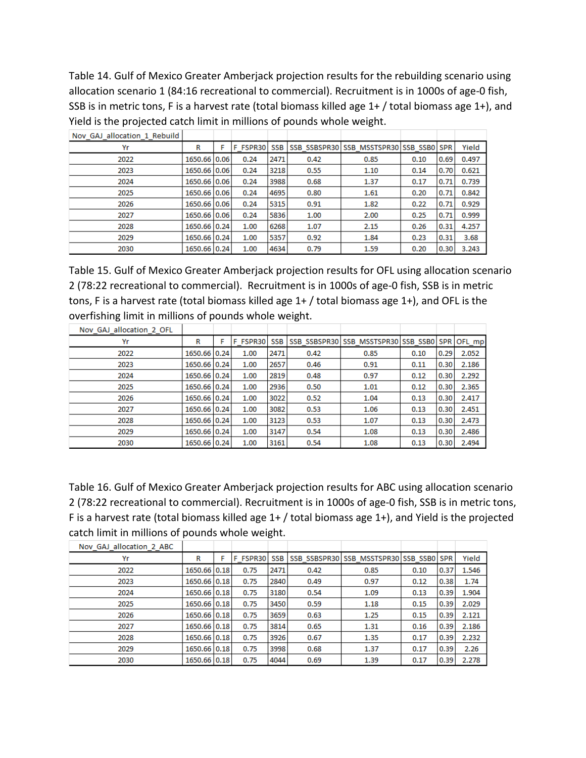Table 14. Gulf of Mexico Greater Amberjack projection results for the rebuilding scenario using allocation scenario 1 (84:16 recreational to commercial). Recruitment is in 1000s of age-0 fish, SSB is in metric tons, F is a harvest rate (total biomass killed age 1+ / total biomass age 1+), and Yield is the projected catch limit in millions of pounds whole weight.

| Nov_GAJ_allocation_1_Rebuild | | | | | | | | | |
|---|---|---|---|---|---|---|---|---|---|
| Yr | R | F | F_FSPR30 | SSB | SSB_SSBSPR30 | SSB_MSSTSPR30 | SSB_SSB0 | SPR | Yield |
| 2022 | 1650.66 | 0.06 | 0.24 | 2471 | 0.42 | 0.85 | 0.10 | 0.69 | 0.497 |
| 2023 | 1650.66 | 0.06 | 0.24 | 3218 | 0.55 | 1.10 | 0.14 | 0.70 | 0.621 |
| 2024 | 1650.66 | 0.06 | 0.24 | 3988 | 0.68 | 1.37 | 0.17 | 0.71 | 0.739 |
| 2025 | 1650.66 | 0.06 | 0.24 | 4695 | 0.80 | 1.61 | 0.20 | 0.71 | 0.842 |
| 2026 | 1650.66 | 0.06 | 0.24 | 5315 | 0.91 | 1.82 | 0.22 | 0.71 | 0.929 |
| 2027 | 1650.66 | 0.06 | 0.24 | 5836 | 1.00 | 2.00 | 0.25 | 0.71 | 0.999 |
| 2028 | 1650.66 | 0.24 | 1.00 | 6268 | 1.07 | 2.15 | 0.26 | 0.31 | 4.257 |
| 2029 | 1650.66 | 0.24 | 1.00 | 5357 | 0.92 | 1.84 | 0.23 | 0.31 | 3.68 |
| 2030 | 1650.66 | 0.24 | 1.00 | 4634 | 0.79 | 1.59 | 0.20 | 0.30 | 3.243 |

Table 15. Gulf of Mexico Greater Amberjack projection results for OFL using allocation scenario 2 (78:22 recreational to commercial). Recruitment is in 1000s of age-0 fish, SSB is in metric tons, F is a harvest rate (total biomass killed age 1+ / total biomass age 1+), and OFL is the overfishing limit in millions of pounds whole weight.

| Nov_GAJ_allocation_2_OFL | | | | | | | | | |
|---|---|---|---|---|---|---|---|---|---|
| Yr | R | F | F_FSPR30 | SSB | SSB_SSBSPR30 | SSB_MSSTSPR30 | SSB_SSB0 | SPR | OFL_mp |
| 2022 | 1650.66 | 0.24 | 1.00 | 2471 | 0.42 | 0.85 | 0.10 | 0.29 | 2.052 |
| 2023 | 1650.66 | 0.24 | 1.00 | 2657 | 0.46 | 0.91 | 0.11 | 0.30 | 2.186 |
| 2024 | 1650.66 | 0.24 | 1.00 | 2819 | 0.48 | 0.97 | 0.12 | 0.30 | 2.292 |
| 2025 | 1650.66 | 0.24 | 1.00 | 2936 | 0.50 | 1.01 | 0.12 | 0.30 | 2.365 |
| 2026 | 1650.66 | 0.24 | 1.00 | 3022 | 0.52 | 1.04 | 0.13 | 0.30 | 2.417 |
| 2027 | 1650.66 | 0.24 | 1.00 | 3082 | 0.53 | 1.06 | 0.13 | 0.30 | 2.451 |
| 2028 | 1650.66 | 0.24 | 1.00 | 3123 | 0.53 | 1.07 | 0.13 | 0.30 | 2.473 |
| 2029 | 1650.66 | 0.24 | 1.00 | 3147 | 0.54 | 1.08 | 0.13 | 0.30 | 2.486 |
| 2030 | 1650.66 | 0.24 | 1.00 | 3161 | 0.54 | 1.08 | 0.13 | 0.30 | 2.494 |

Table 16. Gulf of Mexico Greater Amberjack projection results for ABC using allocation scenario 2 (78:22 recreational to commercial). Recruitment is in 1000s of age-0 fish, SSB is in metric tons, F is a harvest rate (total biomass killed age 1+ / total biomass age 1+), and Yield is the projected catch limit in millions of pounds whole weight.

| Nov_GAJ_allocation_2_ABC | | | | | | | | | |
|---|---|---|---|---|---|---|---|---|---|
| Yr | R | F | F_FSPR30 | SSB | SSB_SSBSPR30 | SSB_MSSTSPR30 | SSB_SSB0 | SPR | Yield |
| 2022 | 1650.66 | 0.18 | 0.75 | 2471 | 0.42 | 0.85 | 0.10 | 0.37 | 1.546 |
| 2023 | 1650.66 | 0.18 | 0.75 | 2840 | 0.49 | 0.97 | 0.12 | 0.38 | 1.74 |
| 2024 | 1650.66 | 0.18 | 0.75 | 3180 | 0.54 | 1.09 | 0.13 | 0.39 | 1.904 |
| 2025 | 1650.66 | 0.18 | 0.75 | 3450 | 0.59 | 1.18 | 0.15 | 0.39 | 2.029 |
| 2026 | 1650.66 | 0.18 | 0.75 | 3659 | 0.63 | 1.25 | 0.15 | 0.39 | 2.121 |
| 2027 | 1650.66 | 0.18 | 0.75 | 3814 | 0.65 | 1.31 | 0.16 | 0.39 | 2.186 |
| 2028 | 1650.66 | 0.18 | 0.75 | 3926 | 0.67 | 1.35 | 0.17 | 0.39 | 2.232 |
| 2029 | 1650.66 | 0.18 | 0.75 | 3998 | 0.68 | 1.37 | 0.17 | 0.39 | 2.26 |
| 2030 | 1650.66 | 0.18 | 0.75 | 4044 | 0.69 | 1.39 | 0.17 | 0.39 | 2.278 |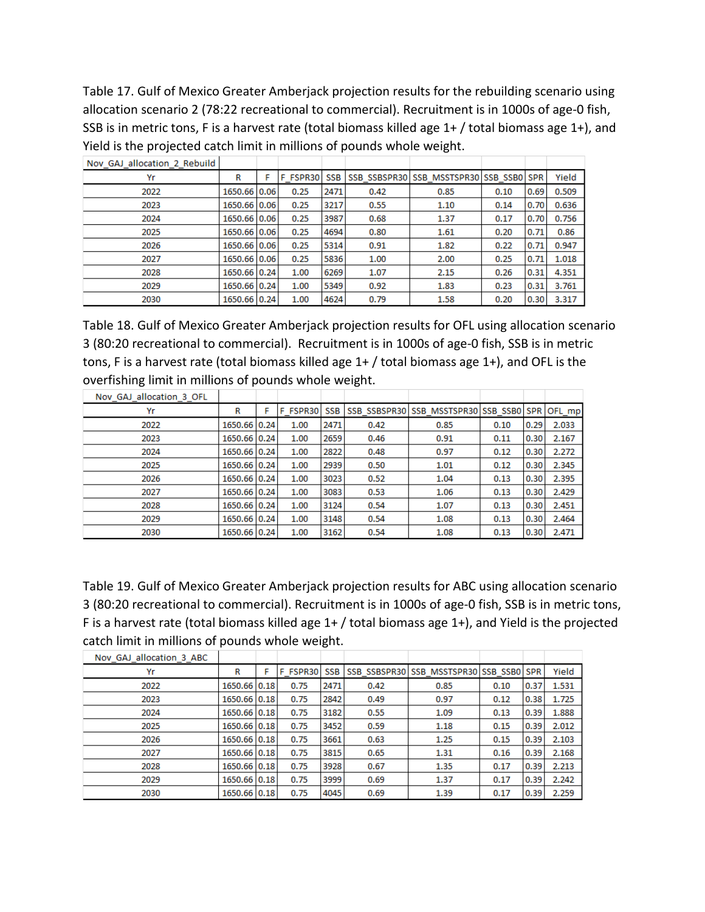Table 17. Gulf of Mexico Greater Amberjack projection results for the rebuilding scenario using allocation scenario 2 (78:22 recreational to commercial). Recruitment is in 1000s of age-0 fish, SSB is in metric tons, F is a harvest rate (total biomass killed age 1+ / total biomass age 1+), and Yield is the projected catch limit in millions of pounds whole weight.

| Nov_GAJ_allocation_2_Rebuild | | | | | | | | | |
|---|---|---|---|---|---|---|---|---|---|
| Yr | R | F | F_FSPR30 | SSB | SSB_SSBSPR30 | SSB_MSSTSPR30 | SSB_SSB0 | SPR | Yield |
| 2022 | 1650.66 | 0.06 | 0.25 | 2471 | 0.42 | 0.85 | 0.10 | 0.69 | 0.509 |
| 2023 | 1650.66 | 0.06 | 0.25 | 3217 | 0.55 | 1.10 | 0.14 | 0.70 | 0.636 |
| 2024 | 1650.66 | 0.06 | 0.25 | 3987 | 0.68 | 1.37 | 0.17 | 0.70 | 0.756 |
| 2025 | 1650.66 | 0.06 | 0.25 | 4694 | 0.80 | 1.61 | 0.20 | 0.71 | 0.86 |
| 2026 | 1650.66 | 0.06 | 0.25 | 5314 | 0.91 | 1.82 | 0.22 | 0.71 | 0.947 |
| 2027 | 1650.66 | 0.06 | 0.25 | 5836 | 1.00 | 2.00 | 0.25 | 0.71 | 1.018 |
| 2028 | 1650.66 | 0.24 | 1.00 | 6269 | 1.07 | 2.15 | 0.26 | 0.31 | 4.351 |
| 2029 | 1650.66 | 0.24 | 1.00 | 5349 | 0.92 | 1.83 | 0.23 | 0.31 | 3.761 |
| 2030 | 1650.66 | 0.24 | 1.00 | 4624 | 0.79 | 1.58 | 0.20 | 0.30 | 3.317 |

Table 18. Gulf of Mexico Greater Amberjack projection results for OFL using allocation scenario 3 (80:20 recreational to commercial). Recruitment is in 1000s of age-0 fish, SSB is in metric tons, F is a harvest rate (total biomass killed age 1+ / total biomass age 1+), and OFL is the overfishing limit in millions of pounds whole weight.

| Nov_GAJ_allocation_3_OFL | | | | | | | | | |
|---|---|---|---|---|---|---|---|---|---|
| Yr | R | F | F_FSPR30 | SSB | SSB_SSBSPR30 | SSB_MSSTSPR30 | SSB_SSB0 | SPR | OFL_mp |
| 2022 | 1650.66 | 0.24 | 1.00 | 2471 | 0.42 | 0.85 | 0.10 | 0.29 | 2.033 |
| 2023 | 1650.66 | 0.24 | 1.00 | 2659 | 0.46 | 0.91 | 0.11 | 0.30 | 2.167 |
| 2024 | 1650.66 | 0.24 | 1.00 | 2822 | 0.48 | 0.97 | 0.12 | 0.30 | 2.272 |
| 2025 | 1650.66 | 0.24 | 1.00 | 2939 | 0.50 | 1.01 | 0.12 | 0.30 | 2.345 |
| 2026 | 1650.66 | 0.24 | 1.00 | 3023 | 0.52 | 1.04 | 0.13 | 0.30 | 2.395 |
| 2027 | 1650.66 | 0.24 | 1.00 | 3083 | 0.53 | 1.06 | 0.13 | 0.30 | 2.429 |
| 2028 | 1650.66 | 0.24 | 1.00 | 3124 | 0.54 | 1.07 | 0.13 | 0.30 | 2.451 |
| 2029 | 1650.66 | 0.24 | 1.00 | 3148 | 0.54 | 1.08 | 0.13 | 0.30 | 2.464 |
| 2030 | 1650.66 | 0.24 | 1.00 | 3162 | 0.54 | 1.08 | 0.13 | 0.30 | 2.471 |

Table 19. Gulf of Mexico Greater Amberjack projection results for ABC using allocation scenario 3 (80:20 recreational to commercial). Recruitment is in 1000s of age-0 fish, SSB is in metric tons, F is a harvest rate (total biomass killed age 1+ / total biomass age 1+), and Yield is the projected catch limit in millions of pounds whole weight.

| Nov_GAJ_allocation_3_ABC | | | | | | | | | |
|---|---|---|---|---|---|---|---|---|---|
| Yr | R | F | F_FSPR30 | SSB | SSB_SSBSPR30 | SSB_MSSTSPR30 | SSB_SSB0 | SPR | Yield |
| 2022 | 1650.66 | 0.18 | 0.75 | 2471 | 0.42 | 0.85 | 0.10 | 0.37 | 1.531 |
| 2023 | 1650.66 | 0.18 | 0.75 | 2842 | 0.49 | 0.97 | 0.12 | 0.38 | 1.725 |
| 2024 | 1650.66 | 0.18 | 0.75 | 3182 | 0.55 | 1.09 | 0.13 | 0.39 | 1.888 |
| 2025 | 1650.66 | 0.18 | 0.75 | 3452 | 0.59 | 1.18 | 0.15 | 0.39 | 2.012 |
| 2026 | 1650.66 | 0.18 | 0.75 | 3661 | 0.63 | 1.25 | 0.15 | 0.39 | 2.103 |
| 2027 | 1650.66 | 0.18 | 0.75 | 3815 | 0.65 | 1.31 | 0.16 | 0.39 | 2.168 |
| 2028 | 1650.66 | 0.18 | 0.75 | 3928 | 0.67 | 1.35 | 0.17 | 0.39 | 2.213 |
| 2029 | 1650.66 | 0.18 | 0.75 | 3999 | 0.69 | 1.37 | 0.17 | 0.39 | 2.242 |
| 2030 | 1650.66 | 0.18 | 0.75 | 4045 | 0.69 | 1.39 | 0.17 | 0.39 | 2.259 |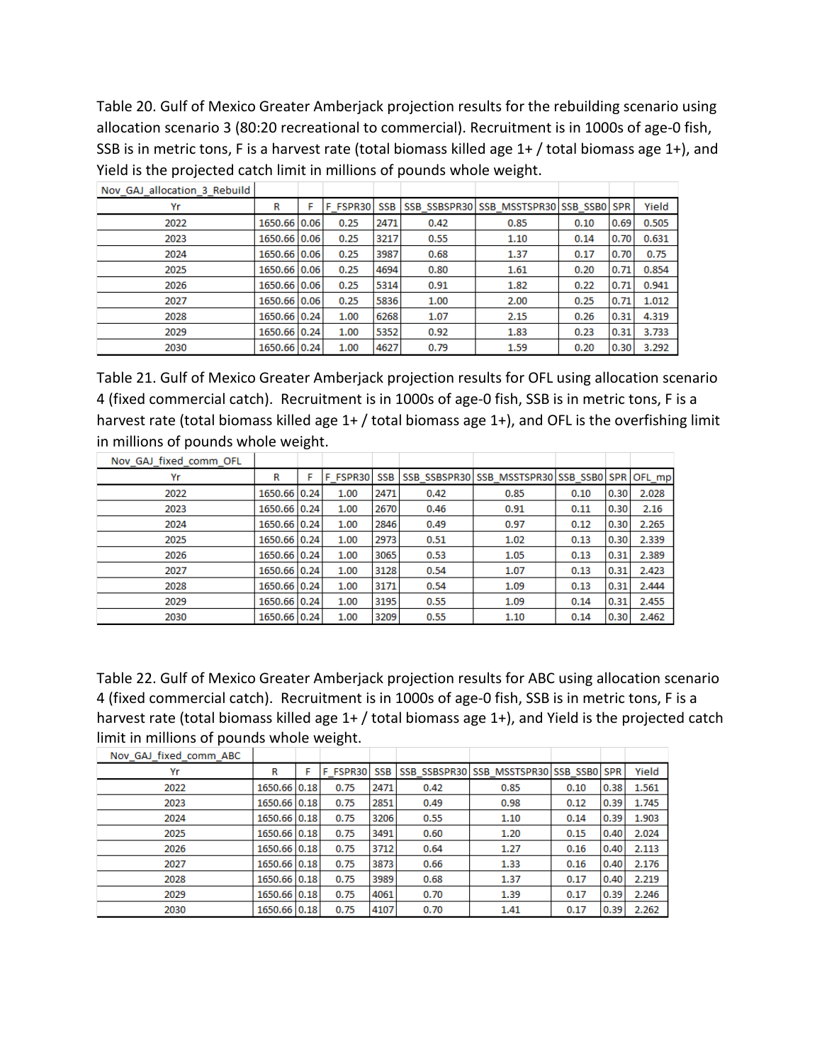Table 20. Gulf of Mexico Greater Amberjack projection results for the rebuilding scenario using allocation scenario 3 (80:20 recreational to commercial). Recruitment is in 1000s of age-0 fish, SSB is in metric tons, F is a harvest rate (total biomass killed age 1+ / total biomass age 1+), and Yield is the projected catch limit in millions of pounds whole weight.

| Nov_GAJ_allocation_3_Rebuild | | | | | | | | | |
|---|---|---|---|---|---|---|---|---|---|
| Yr | R | F | F_FSPR30 | SSB | SSB_SSBSPR30 | SSB_MSSTSPR30 | SSB_SSB0 | SPR | Yield |
| 2022 | 1650.66 | 0.06 | 0.25 | 2471 | 0.42 | 0.85 | 0.10 | 0.69 | 0.505 |
| 2023 | 1650.66 | 0.06 | 0.25 | 3217 | 0.55 | 1.10 | 0.14 | 0.70 | 0.631 |
| 2024 | 1650.66 | 0.06 | 0.25 | 3987 | 0.68 | 1.37 | 0.17 | 0.70 | 0.75 |
| 2025 | 1650.66 | 0.06 | 0.25 | 4694 | 0.80 | 1.61 | 0.20 | 0.71 | 0.854 |
| 2026 | 1650.66 | 0.06 | 0.25 | 5314 | 0.91 | 1.82 | 0.22 | 0.71 | 0.941 |
| 2027 | 1650.66 | 0.06 | 0.25 | 5836 | 1.00 | 2.00 | 0.25 | 0.71 | 1.012 |
| 2028 | 1650.66 | 0.24 | 1.00 | 6268 | 1.07 | 2.15 | 0.26 | 0.31 | 4.319 |
| 2029 | 1650.66 | 0.24 | 1.00 | 5352 | 0.92 | 1.83 | 0.23 | 0.31 | 3.733 |
| 2030 | 1650.66 | 0.24 | 1.00 | 4627 | 0.79 | 1.59 | 0.20 | 0.30 | 3.292 |

Table 21. Gulf of Mexico Greater Amberjack projection results for OFL using allocation scenario 4 (fixed commercial catch). Recruitment is in 1000s of age-0 fish, SSB is in metric tons, F is a harvest rate (total biomass killed age 1+ / total biomass age 1+), and OFL is the overfishing limit in millions of pounds whole weight.

| Nov_GAJ_fixed_comm_OFL | | | | | | | | | |
|---|---|---|---|---|---|---|---|---|---|
| Yr | R | F | F_FSPR30 | SSB | SSB_SSBSPR30 | SSB_MSSTSPR30 | SSB_SSB0 | SPR | OFL_mp |
| 2022 | 1650.66 | 0.24 | 1.00 | 2471 | 0.42 | 0.85 | 0.10 | 0.30 | 2.028 |
| 2023 | 1650.66 | 0.24 | 1.00 | 2670 | 0.46 | 0.91 | 0.11 | 0.30 | 2.16 |
| 2024 | 1650.66 | 0.24 | 1.00 | 2846 | 0.49 | 0.97 | 0.12 | 0.30 | 2.265 |
| 2025 | 1650.66 | 0.24 | 1.00 | 2973 | 0.51 | 1.02 | 0.13 | 0.30 | 2.339 |
| 2026 | 1650.66 | 0.24 | 1.00 | 3065 | 0.53 | 1.05 | 0.13 | 0.31 | 2.389 |
| 2027 | 1650.66 | 0.24 | 1.00 | 3128 | 0.54 | 1.07 | 0.13 | 0.31 | 2.423 |
| 2028 | 1650.66 | 0.24 | 1.00 | 3171 | 0.54 | 1.09 | 0.13 | 0.31 | 2.444 |
| 2029 | 1650.66 | 0.24 | 1.00 | 3195 | 0.55 | 1.09 | 0.14 | 0.31 | 2.455 |
| 2030 | 1650.66 | 0.24 | 1.00 | 3209 | 0.55 | 1.10 | 0.14 | 0.30 | 2.462 |

Table 22. Gulf of Mexico Greater Amberjack projection results for ABC using allocation scenario 4 (fixed commercial catch). Recruitment is in 1000s of age-0 fish, SSB is in metric tons, F is a harvest rate (total biomass killed age 1+ / total biomass age 1+), and Yield is the projected catch limit in millions of pounds whole weight.

| Nov_GAJ_fixed_comm_ABC | | | | | | | | | |
|---|---|---|---|---|---|---|---|---|---|
| Yr | R | F | F_FSPR30 | SSB | SSB_SSBSPR30 | SSB_MSSTSPR30 | SSB_SSB0 | SPR | Yield |
| 2022 | 1650.66 | 0.18 | 0.75 | 2471 | 0.42 | 0.85 | 0.10 | 0.38 | 1.561 |
| 2023 | 1650.66 | 0.18 | 0.75 | 2851 | 0.49 | 0.98 | 0.12 | 0.39 | 1.745 |
| 2024 | 1650.66 | 0.18 | 0.75 | 3206 | 0.55 | 1.10 | 0.14 | 0.39 | 1.903 |
| 2025 | 1650.66 | 0.18 | 0.75 | 3491 | 0.60 | 1.20 | 0.15 | 0.40 | 2.024 |
| 2026 | 1650.66 | 0.18 | 0.75 | 3712 | 0.64 | 1.27 | 0.16 | 0.40 | 2.113 |
| 2027 | 1650.66 | 0.18 | 0.75 | 3873 | 0.66 | 1.33 | 0.16 | 0.40 | 2.176 |
| 2028 | 1650.66 | 0.18 | 0.75 | 3989 | 0.68 | 1.37 | 0.17 | 0.40 | 2.219 |
| 2029 | 1650.66 | 0.18 | 0.75 | 4061 | 0.70 | 1.39 | 0.17 | 0.39 | 2.246 |
| 2030 | 1650.66 | 0.18 | 0.75 | 4107 | 0.70 | 1.41 | 0.17 | 0.39 | 2.262 |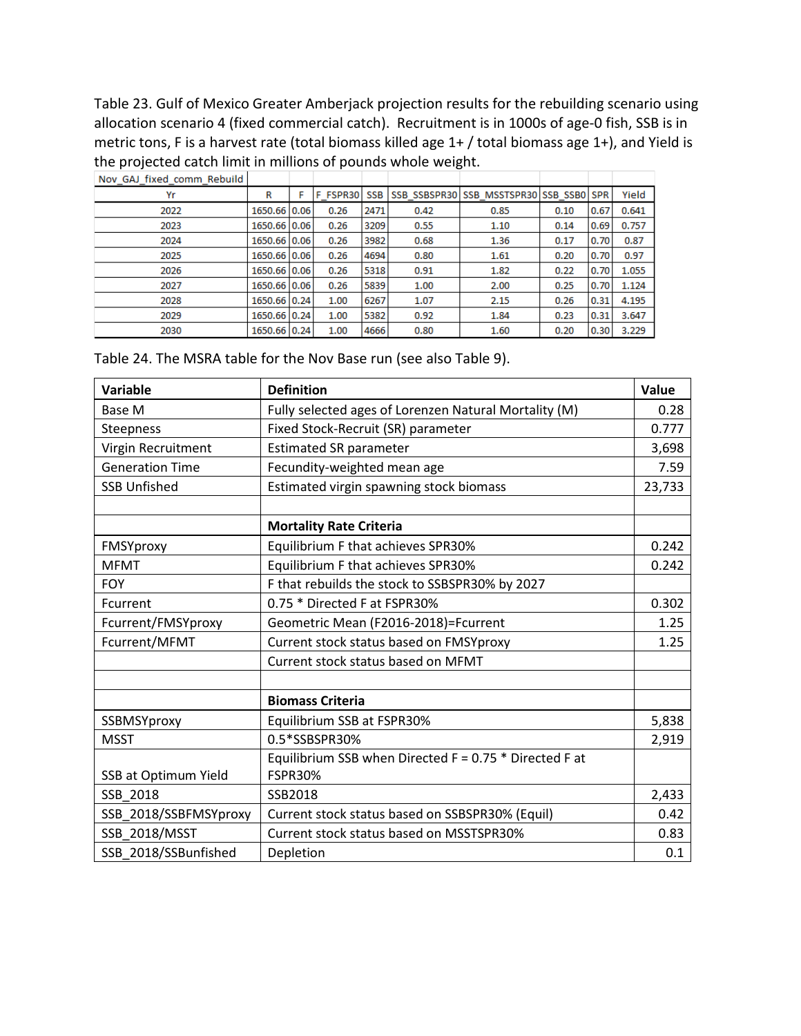Table 23. Gulf of Mexico Greater Amberjack projection results for the rebuilding scenario using allocation scenario 4 (fixed commercial catch). Recruitment is in 1000s of age-0 fish, SSB is in metric tons, F is a harvest rate (total biomass killed age 1+ / total biomass age 1+), and Yield is the projected catch limit in millions of pounds whole weight.

| Nov_GAJ_fixed_comm_Rebuild | | | | | | | | | |
|---|---|---|---|---|---|---|---|---|---|
| Yr | R | F | F_FSPR30 | SSB | SSB_SSBSPR30 | SSB_MSSTSPR30 | SSB_SSB0 | SPR | Yield |
| 2022 | 1650.66 | 0.06 | 0.26 | 2471 | 0.42 | 0.85 | 0.10 | 0.67 | 0.641 |
| 2023 | 1650.66 | 0.06 | 0.26 | 3209 | 0.55 | 1.10 | 0.14 | 0.69 | 0.757 |
| 2024 | 1650.66 | 0.06 | 0.26 | 3982 | 0.68 | 1.36 | 0.17 | 0.70 | 0.87 |
| 2025 | 1650.66 | 0.06 | 0.26 | 4694 | 0.80 | 1.61 | 0.20 | 0.70 | 0.97 |
| 2026 | 1650.66 | 0.06 | 0.26 | 5318 | 0.91 | 1.82 | 0.22 | 0.70 | 1.055 |
| 2027 | 1650.66 | 0.06 | 0.26 | 5839 | 1.00 | 2.00 | 0.25 | 0.70 | 1.124 |
| 2028 | 1650.66 | 0.24 | 1.00 | 6267 | 1.07 | 2.15 | 0.26 | 0.31 | 4.195 |
| 2029 | 1650.66 | 0.24 | 1.00 | 5382 | 0.92 | 1.84 | 0.23 | 0.31 | 3.647 |
| 2030 | 1650.66 | 0.24 | 1.00 | 4666 | 0.80 | 1.60 | 0.20 | 0.30 | 3.229 |

Table 24. The MSRA table for the Nov Base run (see also Table 9).

| Variable | Definition | Value |
|---|---|---|
| Base M | Fully selected ages of Lorenzen Natural Mortality (M) | 0.28 |
| Steepness | Fixed Stock-Recruit (SR) parameter | 0.777 |
| Virgin Recruitment | Estimated SR parameter | 3,698 |
| Generation Time | Fecundity-weighted mean age | 7.59 |
| SSB Unfished | Estimated virgin spawning stock biomass | 23,733 |
| | | |
| | **Mortality Rate Criteria** | |
| FMSYproxy | Equilibrium F that achieves SPR30% | 0.242 |
| MFMT | Equilibrium F that achieves SPR30% | 0.242 |
| FOY | F that rebuilds the stock to SSBSPR30% by 2027 | |
| Fcurrent | 0.75 * Directed F at FSPR30% | 0.302 |
| Fcurrent/FMSYproxy | Geometric Mean (F2016-2018)=Fcurrent | 1.25 |
| Fcurrent/MFMT | Current stock status based on FMSYproxy | 1.25 |
| | Current stock status based on MFMT | |
| | | |
| | **Biomass Criteria** | |
| SSBMSYproxy | Equilibrium SSB at FSPR30% | 5,838 |
| MSST | 0.5*SSBSPR30% | 2,919 |
| SSB at Optimum Yield | Equilibrium SSB when Directed F = 0.75 * Directed F at FSPR30% | |
| SSB_2018 | SSB2018 | 2,433 |
| SSB_2018/SSBFMSYproxy | Current stock status based on SSBSPR30% (Equil) | 0.42 |
| SSB_2018/MSST | Current stock status based on MSSTSPR30% | 0.83 |
| SSB_2018/SSBunfished | Depletion | 0.1 |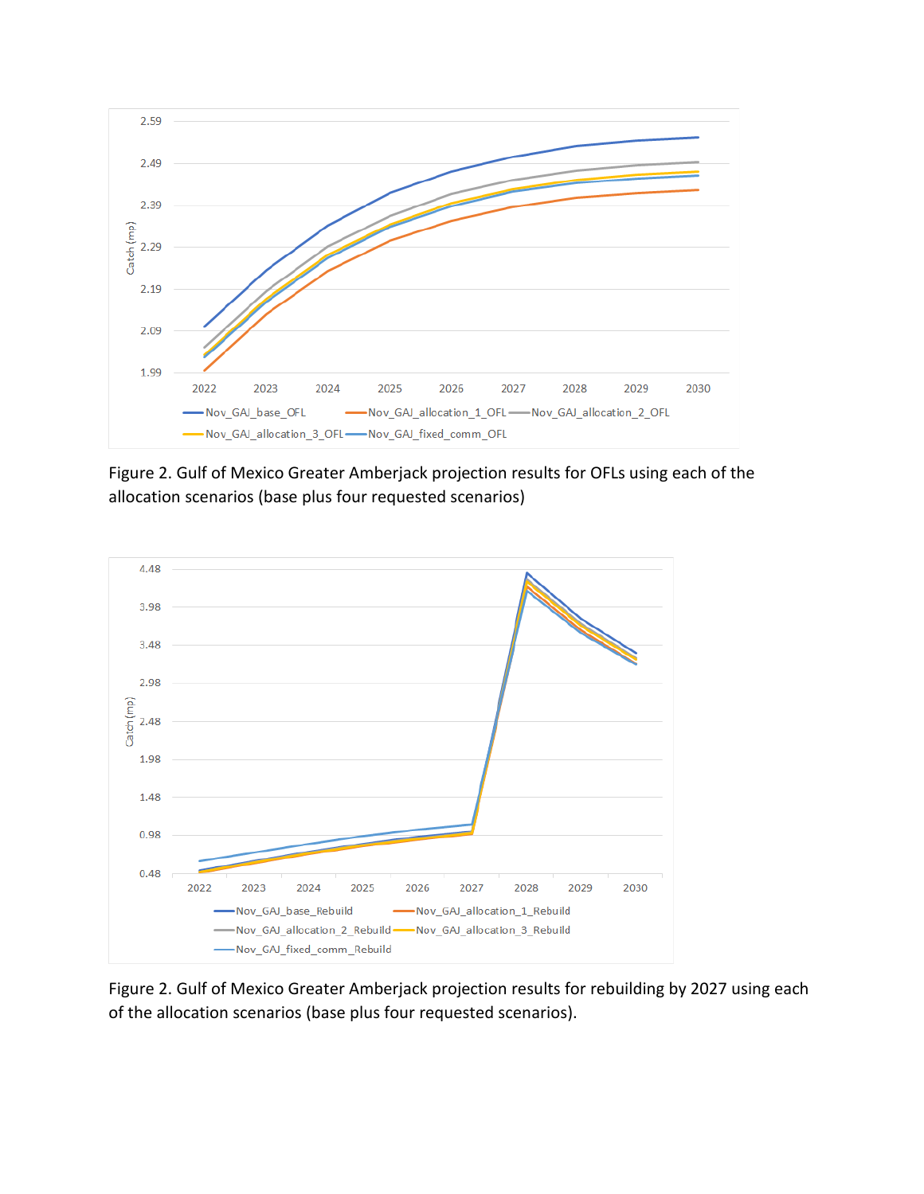2.59
2.49
2.39
2.29
2.19
2.09
1.99

Catch (mp)

2022 2023 2024 2025 2026 2027 2028 2029 2030

Nov_GAJ_base_OFL
Nov_GAJ_allocation_1_OFL
Nov_GAJ_allocation_2_OFL
Nov_GAJ_allocation_3_OFL
Nov_GAJ_fixed_comm_OFL

Figure 2. Gulf of Mexico Greater Amberjack projection results for OFLs using each of the allocation scenarios (base plus four requested scenarios)

4.48
3.98
3.48
2.98
2.48
1.98
1.48
0.98
0.48

Catch (mp)

2022 2023 2024 2025 2026 2027 2028 2029 2030

Nov_GAJ_base_Rebuild
Nov_GAJ_allocation_1_Rebuild
Nov_GAJ_allocation_2_Rebuild
Nov_GAJ_allocation_3_Rebuild
Nov_GAJ_fixed_comm_Rebuild

Figure 2. Gulf of Mexico Greater Amberjack projection results for rebuilding by 2027 using each of the allocation scenarios (base plus four requested scenarios).